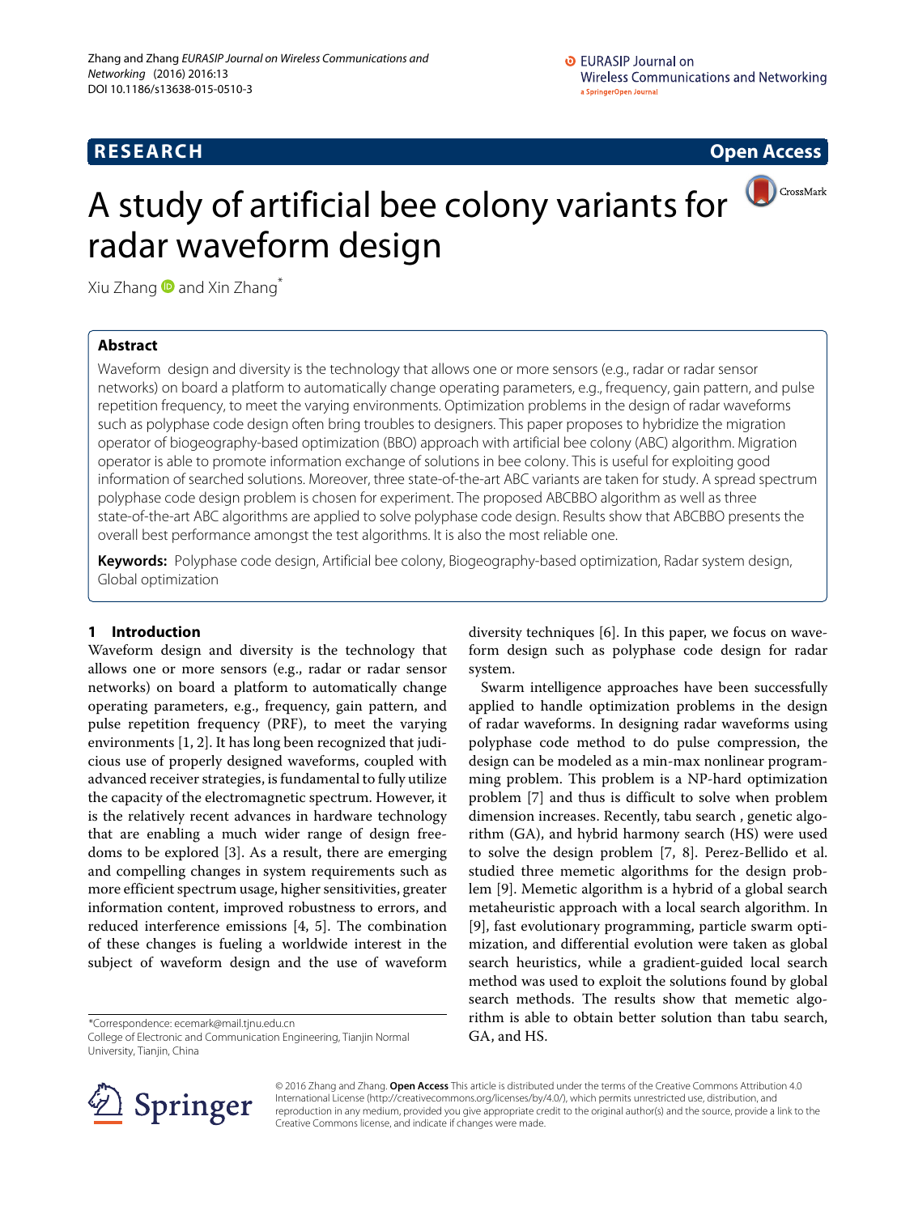RESEARCH

Open Access

# A study of artificial bee colony variants for radar waveform design

Xiu Zhang and Xin Zhang*

## Abstract

Waveform design and diversity is the technology that allows one or more sensors (e.g., radar or radar sensor networks) on board a platform to automatically change operating parameters, e.g., frequency, gain pattern, and pulse repetition frequency, to meet the varying environments. Optimization problems in the design of radar waveforms such as polyphase code design often bring troubles to designers. This paper proposes to hybridize the migration operator of biogeography-based optimization (BBO) approach with artificial bee colony (ABC) algorithm. Migration operator is able to promote information exchange of solutions in bee colony. This is useful for exploiting good information of searched solutions. Moreover, three state-of-the-art ABC variants are taken for study. A spread spectrum polyphase code design problem is chosen for experiment. The proposed ABCBBO algorithm as well as three state-of-the-art ABC algorithms are applied to solve polyphase code design. Results show that ABCBBO presents the overall best performance amongst the test algorithms. It is also the most reliable one.

**Keywords:** Polyphase code design, Artificial bee colony, Biogeography-based optimization, Radar system design, Global optimization

## 1 Introduction

Waveform design and diversity is the technology that allows one or more sensors (e.g., radar or radar sensor networks) on board a platform to automatically change operating parameters, e.g., frequency, gain pattern, and pulse repetition frequency (PRF), to meet the varying environments [1, 2]. It has long been recognized that judicious use of properly designed waveforms, coupled with advanced receiver strategies, is fundamental to fully utilize the capacity of the electromagnetic spectrum. However, it is the relatively recent advances in hardware technology that are enabling a much wider range of design freedoms to be explored [3]. As a result, there are emerging and compelling changes in system requirements such as more efficient spectrum usage, higher sensitivities, greater information content, improved robustness to errors, and reduced interference emissions [4, 5]. The combination of these changes is fueling a worldwide interest in the subject of waveform design and the use of waveform diversity techniques [6]. In this paper, we focus on waveform design such as polyphase code design for radar system.

Swarm intelligence approaches have been successfully applied to handle optimization problems in the design of radar waveforms. In designing radar waveforms using polyphase code method to do pulse compression, the design can be modeled as a min-max nonlinear programming problem. This problem is a NP-hard optimization problem [7] and thus is difficult to solve when problem dimension increases. Recently, tabu search , genetic algorithm (GA), and hybrid harmony search (HS) were used to solve the design problem [7, 8]. Perez-Bellido et al. studied three memetic algorithms for the design problem [9]. Memetic algorithm is a hybrid of a global search metaheuristic approach with a local search algorithm. In [9], fast evolutionary programming, particle swarm optimization, and differential evolution were taken as global search heuristics, while a gradient-guided local search method was used to exploit the solutions found by global search methods. The results show that memetic algorithm is able to obtain better solution than tabu search, GA, and HS.

*Correspondence: ecemark@mail.tjnu.edu.cn
College of Electronic and Communication Engineering, Tianjin Normal University, Tianjin, China

© 2016 Zhang and Zhang. **Open Access** This article is distributed under the terms of the Creative Commons Attribution 4.0 International License (http://creativecommons.org/licenses/by/4.0/), which permits unrestricted use, distribution, and reproduction in any medium, provided you give appropriate credit to the original author(s) and the source, provide a link to the Creative Commons license, and indicate if changes were made.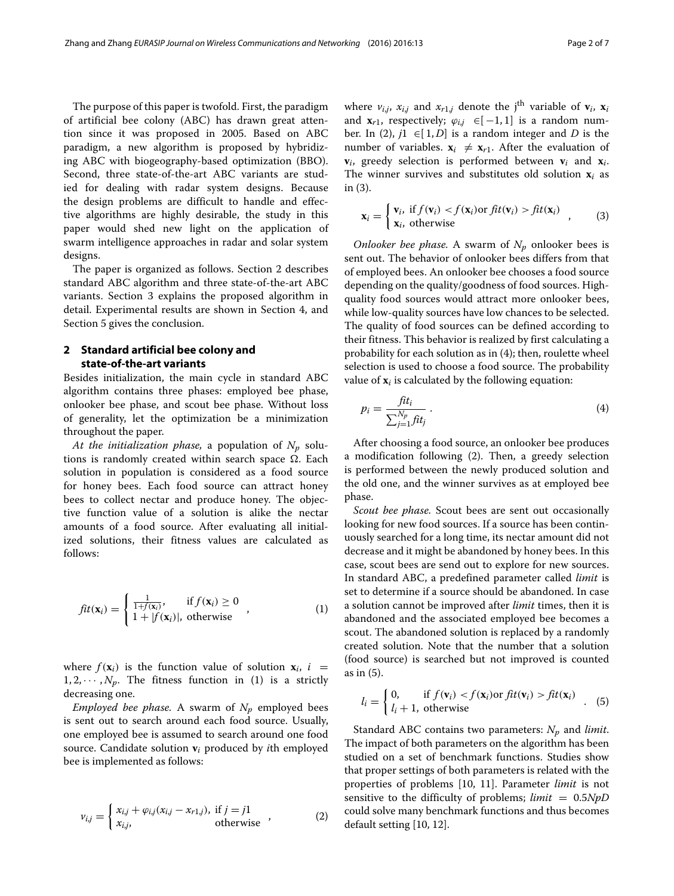The purpose of this paper is twofold. First, the paradigm of artificial bee colony (ABC) has drawn great attention since it was proposed in 2005. Based on ABC paradigm, a new algorithm is proposed by hybridizing ABC with biogeography-based optimization (BBO). Second, three state-of-the-art ABC variants are studied for dealing with radar system designs. Because the design problems are difficult to handle and effective algorithms are highly desirable, the study in this paper would shed new light on the application of swarm intelligence approaches in radar and solar system designs.

The paper is organized as follows. Section 2 describes standard ABC algorithm and three state-of-the-art ABC variants. Section 3 explains the proposed algorithm in detail. Experimental results are shown in Section 4, and Section 5 gives the conclusion.

## 2 Standard artificial bee colony and state-of-the-art variants

Besides initialization, the main cycle in standard ABC algorithm contains three phases: employed bee phase, onlooker bee phase, and scout bee phase. Without loss of generality, let the optimization be a minimization throughout the paper.

*At the initialization phase,* a population of $N_p$ solutions is randomly created within search space $\Omega$. Each solution in population is considered as a food source for honey bees. Each food source can attract honey bees to collect nectar and produce honey. The objective function value of a solution is alike the nectar amounts of a food source. After evaluating all initialized solutions, their fitness values are calculated as follows:

$$fit(\mathbf{x}_i) = \begin{cases} \frac{1}{1+f(\mathbf{x}_i)}, & \text{if } f(\mathbf{x}_i) \geq 0 \\ 1 + |f(\mathbf{x}_i)|, & \text{otherwise} \end{cases} , \tag{1}$$

where $f(\mathbf{x}_i)$ is the function value of solution $\mathbf{x}_i$, $i = 1, 2, \cdots, N_p$. The fitness function in (1) is a strictly decreasing one.

*Employed bee phase.* A swarm of $N_p$ employed bees is sent out to search around each food source. Usually, one employed bee is assumed to search around one food source. Candidate solution $\mathbf{v}_i$ produced by *i*th employed bee is implemented as follows:

$$v_{i,j} = \begin{cases} x_{i,j} + \varphi_{i,j}(x_{i,j} - x_{r1,j}), & \text{if } j = j1 \\ x_{i,j}, & \text{otherwise} \end{cases} , \tag{2}$$

where $v_{i,j}$, $x_{i,j}$ and $x_{r1,j}$ denote the j[th] variable of $\mathbf{v}_i$, $\mathbf{x}_i$ and $\mathbf{x}_{r1}$, respectively; $\varphi_{i,j} \in [-1, 1]$ is a random number. In (2), $j1 \in [1, D]$ is a random integer and $D$ is the number of variables. $\mathbf{x}_i \neq \mathbf{x}_{r1}$. After the evaluation of $\mathbf{v}_i$, greedy selection is performed between $\mathbf{v}_i$ and $\mathbf{x}_i$. The winner survives and substitutes old solution $\mathbf{x}_i$ as in (3).

$$\mathbf{x}_i = \begin{cases} \mathbf{v}_i, & \text{if } f(\mathbf{v}_i) < f(\mathbf{x}_i) \text{or } fit(\mathbf{v}_i) > fit(\mathbf{x}_i) \\ \mathbf{x}_i, & \text{otherwise} \end{cases} , \tag{3}$$

*Onlooker bee phase.* A swarm of $N_p$ onlooker bees is sent out. The behavior of onlooker bees differs from that of employed bees. An onlooker bee chooses a food source depending on the quality/goodness of food sources. High-quality food sources would attract more onlooker bees, while low-quality sources have low chances to be selected. The quality of food sources can be defined according to their fitness. This behavior is realized by first calculating a probability for each solution as in (4); then, roulette wheel selection is used to choose a food source. The probability value of $\mathbf{x}_i$ is calculated by the following equation:

$$p_i = \frac{fit_i}{\sum_{j=1}^{N_p} fit_j} . \tag{4}$$

After choosing a food source, an onlooker bee produces a modification following (2). Then, a greedy selection is performed between the newly produced solution and the old one, and the winner survives as at employed bee phase.

*Scout bee phase.* Scout bees are sent out occasionally looking for new food sources. If a source has been continuously searched for a long time, its nectar amount did not decrease and it might be abandoned by honey bees. In this case, scout bees are send out to explore for new sources. In standard ABC, a predefined parameter called *limit* is set to determine if a source should be abandoned. In case a solution cannot be improved after *limit* times, then it is abandoned and the associated employed bee becomes a scout. The abandoned solution is replaced by a randomly created solution. Note that the number that a solution (food source) is searched but not improved is counted as in (5).

$$l_i = \begin{cases} 0, & \text{if } f(\mathbf{v}_i) < f(\mathbf{x}_i) \text{or } fit(\mathbf{v}_i) > fit(\mathbf{x}_i) \\ l_i + 1, & \text{otherwise} \end{cases} . \tag{5}$$

Standard ABC contains two parameters: $N_p$ and *limit*. The impact of both parameters on the algorithm has been studied on a set of benchmark functions. Studies show that proper settings of both parameters is related with the properties of problems [10, 11]. Parameter *limit* is not sensitive to the difficulty of problems; $limit = 0.5 N_p D$ could solve many benchmark functions and thus becomes default setting [10, 12].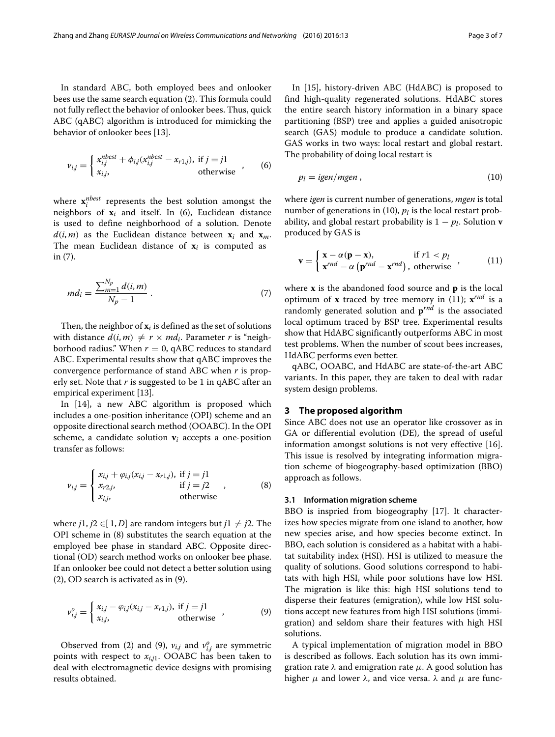In standard ABC, both employed bees and onlooker bees use the same search equation (2). This formula could not fully reflect the behavior of onlooker bees. Thus, quick ABC (qABC) algorithm is introduced for mimicking the behavior of onlooker bees [13].

$$v_{i,j} = \begin{cases} x_{i,j}^{nbest} + \phi_{i,j}(x_{i,j}^{nbest} - x_{r1,j}), & \text{if } j = j1 \\ x_{i,j}, & \text{otherwise} \end{cases}, \tag{6}$$

where $\mathbf{x}_i^{nbest}$ represents the best solution amongst the neighbors of $\mathbf{x}_i$ and itself. In (6), Euclidean distance is used to define neighborhood of a solution. Denote $d(i,m)$ as the Euclidean distance between $\mathbf{x}_i$ and $\mathbf{x}_m$. The mean Euclidean distance of $\mathbf{x}_i$ is computed as in (7).

$$md_i = \frac{\sum_{m=1}^{N_p} d(i,m)}{N_p - 1}. \tag{7}$$

Then, the neighbor of $\mathbf{x}_i$ is defined as the set of solutions with distance $d(i,m) \neq r \times md_i$. Parameter $r$ is "neighborhood radius." When $r = 0$, qABC reduces to standard ABC. Experimental results show that qABC improves the convergence performance of stand ABC when $r$ is properly set. Note that $r$ is suggested to be 1 in qABC after an empirical experiment [13].

In [14], a new ABC algorithm is proposed which includes a one-position inheritance (OPI) scheme and an opposite directional search method (OOABC). In the OPI scheme, a candidate solution $\mathbf{v}_i$ accepts a one-position transfer as follows:

$$v_{i,j} = \begin{cases} x_{i,j} + \varphi_{i,j}(x_{i,j} - x_{r1,j}), & \text{if } j = j1 \\ x_{r2,j}, & \text{if } j = j2 \\ x_{i,j}, & \text{otherwise} \end{cases}, \tag{8}$$

where $j1, j2 \in [1, D]$ are random integers but $j1 \neq j2$. The OPI scheme in (8) substitutes the search equation at the employed bee phase in standard ABC. Opposite directional (OD) search method works on onlooker bee phase. If an onlooker bee could not detect a better solution using (2), OD search is activated as in (9).

$$v_{i,j}^{o} = \begin{cases} x_{i,j} - \varphi_{i,j}(x_{i,j} - x_{r1,j}), & \text{if } j = j1 \\ x_{i,j}, & \text{otherwise} \end{cases}, \tag{9}$$

Observed from (2) and (9), $v_{i,j}$ and $v_{i,j}^{o}$ are symmetric points with respect to $x_{i,j1}$. OOABC has been taken to deal with electromagnetic device designs with promising results obtained.

In [15], history-driven ABC (HdABC) is proposed to find high-quality regenerated solutions. HdABC stores the entire search history information in a binary space partitioning (BSP) tree and applies a guided anisotropic search (GAS) module to produce a candidate solution. GAS works in two ways: local restart and global restart. The probability of doing local restart is

$$p_l = igen/mgen, \tag{10}$$

where *igen* is current number of generations, *mgen* is total number of generations in (10), $p_l$ is the local restart probability, and global restart probability is $1 - p_l$. Solution $\mathbf{v}$ produced by GAS is

$$\mathbf{v} = \begin{cases} \mathbf{x} - \alpha(\mathbf{p} - \mathbf{x}), & \text{if } r1 < p_l \\ \mathbf{x}^{rnd} - \alpha\left(\mathbf{p}^{rnd} - \mathbf{x}^{rnd}\right), & \text{otherwise} \end{cases}, \tag{11}$$

where $\mathbf{x}$ is the abandoned food source and $\mathbf{p}$ is the local optimum of $\mathbf{x}$ traced by tree memory in (11); $\mathbf{x}^{rnd}$ is a randomly generated solution and $\mathbf{p}^{rnd}$ is the associated local optimum traced by BSP tree. Experimental results show that HdABC significantly outperforms ABC in most test problems. When the number of scout bees increases, HdABC performs even better.

qABC, OOABC, and HdABC are state-of-the-art ABC variants. In this paper, they are taken to deal with radar system design problems.

## 3 The proposed algorithm

Since ABC does not use an operator like crossover as in GA or differential evolution (DE), the spread of useful information amongst solutions is not very effective [16]. This issue is resolved by integrating information migration scheme of biogeography-based optimization (BBO) approach as follows.

### 3.1 Information migration scheme

BBO is inspried from biogeography [17]. It characterizes how species migrate from one island to another, how new species arise, and how species become extinct. In BBO, each solution is considered as a habitat with a habitat suitability index (HSI). HSI is utilized to measure the quality of solutions. Good solutions correspond to habitats with high HSI, while poor solutions have low HSI. The migration is like this: high HSI solutions tend to disperse their features (emigration), while low HSI solutions accept new features from high HSI solutions (immigration) and seldom share their features with high HSI solutions.

A typical implementation of migration model in BBO is described as follows. Each solution has its own immigration rate $\lambda$ and emigration rate $\mu$. A good solution has higher $\mu$ and lower $\lambda$, and vice versa. $\lambda$ and $\mu$ are func-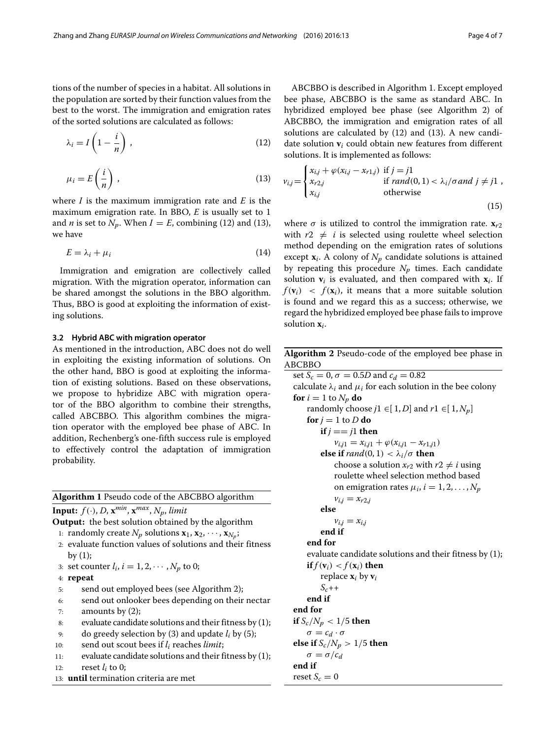tions of the number of species $l$ in a habitat. All solutions in the population are sorted by their function values from the best to the worst. The immigration and emigration rates of the sorted solutions are calculated as follows:

$$\lambda_i = I\left(1 - \frac{i}{n}\right), \tag{12}$$

$$\mu_i = E\left(\frac{i}{n}\right), \tag{13}$$

where $I$ is the maximum immigration rate and $E$ is the maximum emigration rate. In BBO, $E$ is usually set to 1 and $n$ is set to $N_p$. When $I = E$, combining (12) and (13), we have

$$E = \lambda_i + \mu_i \tag{14}$$

Immigration and emigration are collectively called migration. With the migration operator, information can be shared amongst the solutions in the BBO algorithm. Thus, BBO is good at exploiting the information of existing solutions.

### 3.2 Hybrid ABC with migration operator

As mentioned in the introduction, ABC does not do well in exploiting the existing information of solutions. On the other hand, BBO is good at exploiting the information of existing solutions. Based on these observations, we propose to hybridize ABC with migration operator of the BBO algorithm to combine their strengths, called ABCBBO. This algorithm combines the migration operator with the employed bee phase of ABC. In addition, Rechenberg's one-fifth success rule is employed to effectively control the adaptation of immigration probability.

**Algorithm 1** Pseudo code of the ABCBBO algorithm

**Input:** $f(\cdot)$, $D$, $\mathbf{x}^{min}$, $\mathbf{x}^{max}$, $N_p$, *limit*

**Output:** the best solution obtained by the algorithm

```
1:  randomly create N_p solutions x_1, x_2, ..., x_{N_p};
2:  evaluate function values of solutions and their fitness
    by (1);
3:  set counter l_i, i = 1, 2, ..., N_p to 0;
4:  repeat
5:      send out employed bees (see Algorithm 2);
6:      send out onlooker bees depending on their nectar
7:      amounts by (2);
8:      evaluate candidate solutions and their fitness by (1);
9:      do greedy selection by (3) and update l_i by (5);
10:     send out scout bees if l_i reaches limit;
11:     evaluate candidate solutions and their fitness by (1);
12:     reset l_i to 0;
13: until termination criteria are met
```

ABCBBO is described in Algorithm 1. Except employed bee phase, ABCBBO is the same as standard ABC. In hybridized employed bee phase (see Algorithm 2) of ABCBBO, the immigration and emigration rates of all solutions are calculated by (12) and (13). A new candidate solution $\mathbf{v}_i$ could obtain new features from different solutions. It is implemented as follows:

$$v_{i,j} = \begin{cases} x_{i,j} + \varphi(x_{i,j} - x_{r1,j}) & \text{if } j = j1 \\ x_{r2,j} & \text{if } rand(0,1) < \lambda_i/\sigma \text{ and } j \neq j1 \\ x_{i,j} & \text{otherwise} \end{cases}, \tag{15}$$

where $\sigma$ is utilized to control the immigration rate. $\mathbf{x}_{r2}$ with $r2 \neq i$ is selected using roulette wheel selection method depending on the emigration rates of solutions except $\mathbf{x}_i$. A colony of $N_p$ candidate solutions is attained by repeating this procedure $N_p$ times. Each candidate solution $\mathbf{v}_i$ is evaluated, and then compared with $\mathbf{x}_i$. If $f(\mathbf{v}_i) < f(\mathbf{x}_i)$, it means that a more suitable solution is found and we regard this as a success; otherwise, we regard the hybridized employed bee phase fails to improve solution $\mathbf{x}_i$.

**Algorithm 2** Pseudo-code of the employed bee phase in ABCBBO

```
set S_c = 0, σ = 0.5D and c_d = 0.82
calculate λ_i and μ_i for each solution in the bee colony
for i = 1 to N_p do
    randomly choose j1 ∈ [1, D] and r1 ∈ [1, N_p]
    for j = 1 to D do
        if j == j1 then
            v_{i,j1} = x_{i,j1} + φ(x_{i,j1} − x_{r1,j1})
        else if rand(0, 1) < λ_i/σ then
            choose a solution x_{r2} with r2 ≠ i using
            roulette wheel selection method based
            on emigration rates μ_i, i = 1, 2, ..., N_p
            v_{i,j} = x_{r2,j}
        else
            v_{i,j} = x_{i,j}
        end if
    end for
    evaluate candidate solutions and their fitness by (1);
    if f(v_i) < f(x_i) then
        replace x_i by v_i
        S_c++
    end if
end for
if S_c/N_p < 1/5 then
    σ = c_d · σ
else if S_c/N_p > 1/5 then
    σ = σ/c_d
end if
reset S_c = 0
```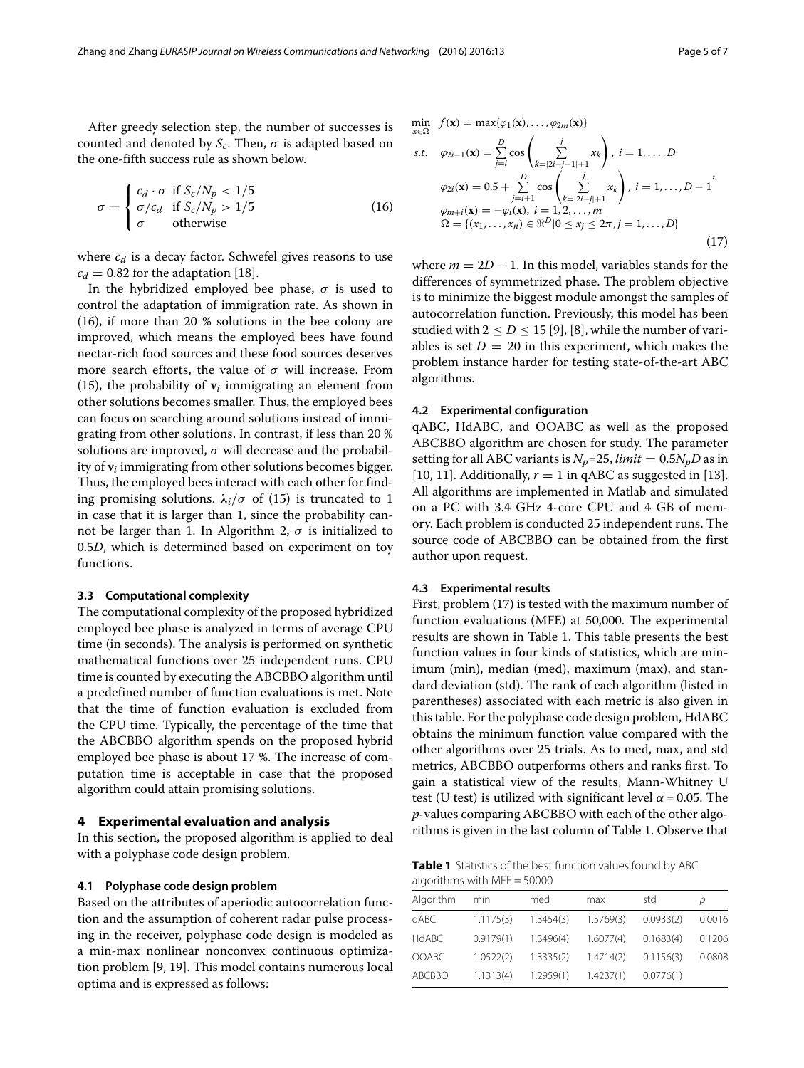After greedy selection step, the number of successes is counted and denoted by $S_c$. Then, $\sigma$ is adapted based on the one-fifth success rule as shown below.

$$\sigma = \begin{cases} c_d \cdot \sigma & \text{if } S_c/N_p < 1/5 \\ \sigma/c_d & \text{if } S_c/N_p > 1/5 \\ \sigma & \text{otherwise} \end{cases} \tag{16}$$

where $c_d$ is a decay factor. Schwefel gives reasons to use $c_d = 0.82$ for the adaptation [18].

In the hybridized employed bee phase, $\sigma$ is used to control the adaptation of immigration rate. As shown in (16), if more than 20 % solutions in the bee colony are improved, which means the employed bees have found nectar-rich food sources and these food sources deserves more search efforts, the value of $\sigma$ will increase. From (15), the probability of $\mathbf{v}_i$ immigrating an element from other solutions becomes smaller. Thus, the employed bees can focus on searching around solutions instead of immigrating from other solutions. In contrast, if less than 20 % solutions are improved, $\sigma$ will decrease and the probability of $\mathbf{v}_i$ immigrating from other solutions becomes bigger. Thus, the employed bees interact with each other for finding promising solutions. $\lambda_i/\sigma$ of (15) is truncated to 1 in case that it is larger than 1, since the probability cannot be larger than 1. In Algorithm 2, $\sigma$ is initialized to $0.5D$, which is determined based on experiment on toy functions.

### 3.3 Computational complexity

The computational complexity of the proposed hybridized employed bee phase is analyzed in terms of average CPU time (in seconds). The analysis is performed on synthetic mathematical functions over 25 independent runs. CPU time is counted by executing the ABCBBO algorithm until a predefined number of function evaluations is met. Note that the time of function evaluation is excluded from the CPU time. Typically, the percentage of the time that the ABCBBO algorithm spends on the proposed hybrid employed bee phase is about 17 %. The increase of computation time is acceptable in case that the proposed algorithm could attain promising solutions.

## 4 Experimental evaluation and analysis

In this section, the proposed algorithm is applied to deal with a polyphase code design problem.

### 4.1 Polyphase code design problem

Based on the attributes of aperiodic autocorrelation function and the assumption of coherent radar pulse processing in the receiver, polyphase code design is modeled as a min-max nonlinear nonconvex continuous optimization problem [9, 19]. This model contains numerous local optima and is expressed as follows:

$$\begin{aligned}
&\min_{x \in \Omega} \quad f(\mathbf{x}) = \max\{\varphi_1(\mathbf{x}), \ldots, \varphi_{2m}(\mathbf{x})\} \\
&s.t. \quad \varphi_{2i-1}(\mathbf{x}) = \sum_{j=i}^{D} \cos\left(\sum_{k=|2i-j-1|+1}^{j} x_k\right), \ i = 1, \ldots, D \\
&\qquad \varphi_{2i}(\mathbf{x}) = 0.5 + \sum_{j=i+1}^{D} \cos\left(\sum_{k=|2i-j|+1}^{j} x_k\right), \ i = 1, \ldots, D-1, \\
&\qquad \varphi_{m+i}(\mathbf{x}) = -\varphi_i(\mathbf{x}), \ i = 1, 2, \ldots, m \\
&\qquad \Omega = \{(x_1, \ldots, x_n) \in \Re^D | 0 \le x_j \le 2\pi, j = 1, \ldots, D\}
\end{aligned} \tag{17}$$

where $m = 2D - 1$. In this model, variables stands for the differences of symmetrized phase. The problem objective is to minimize the biggest module amongst the samples of autocorrelation function. Previously, this model has been studied with $2 \le D \le 15$ [9], [8], while the number of variables is set $D = 20$ in this experiment, which makes the problem instance harder for testing state-of-the-art ABC algorithms.

### 4.2 Experimental configuration

qABC, HdABC, and OOABC as well as the proposed ABCBBO algorithm are chosen for study. The parameter setting for all ABC variants is $N_p$=25, $limit = 0.5N_pD$ as in [10, 11]. Additionally, $r = 1$ in qABC as suggested in [13]. All algorithms are implemented in Matlab and simulated on a PC with 3.4 GHz 4-core CPU and 4 GB of memory. Each problem is conducted 25 independent runs. The source code of ABCBBO can be obtained from the first author upon request.

### 4.3 Experimental results

First, problem (17) is tested with the maximum number of function evaluations (MFE) at 50,000. The experimental results are shown in Table 1. This table presents the best function values in four kinds of statistics, which are minimum (min), median (med), maximum (max), and standard deviation (std). The rank of each algorithm (listed in parentheses) associated with each metric is also given in this table. For the polyphase code design problem, HdABC obtains the minimum function value compared with the other algorithms over 25 trials. As to med, max, and std metrics, ABCBBO outperforms others and ranks first. To gain a statistical view of the results, Mann-Whitney U test (U test) is utilized with significant level $\alpha = 0.05$. The $p$-values comparing ABCBBO with each of the other algorithms is given in the last column of Table 1. Observe that

**Table 1** Statistics of the best function values found by ABC algorithms with MFE = 50000

| Algorithm | min | med | max | std | $p$ |
|---|---|---|---|---|---|
| qABC | 1.1175(3) | 1.3454(3) | 1.5769(3) | 0.0933(2) | 0.0016 |
| HdABC | 0.9179(1) | 1.3496(4) | 1.6077(4) | 0.1683(4) | 0.1206 |
| OOABC | 1.0522(2) | 1.3335(2) | 1.4714(2) | 0.1156(3) | 0.0808 |
| ABCBBO | 1.1313(4) | 1.2959(1) | 1.4237(1) | 0.0776(1) | |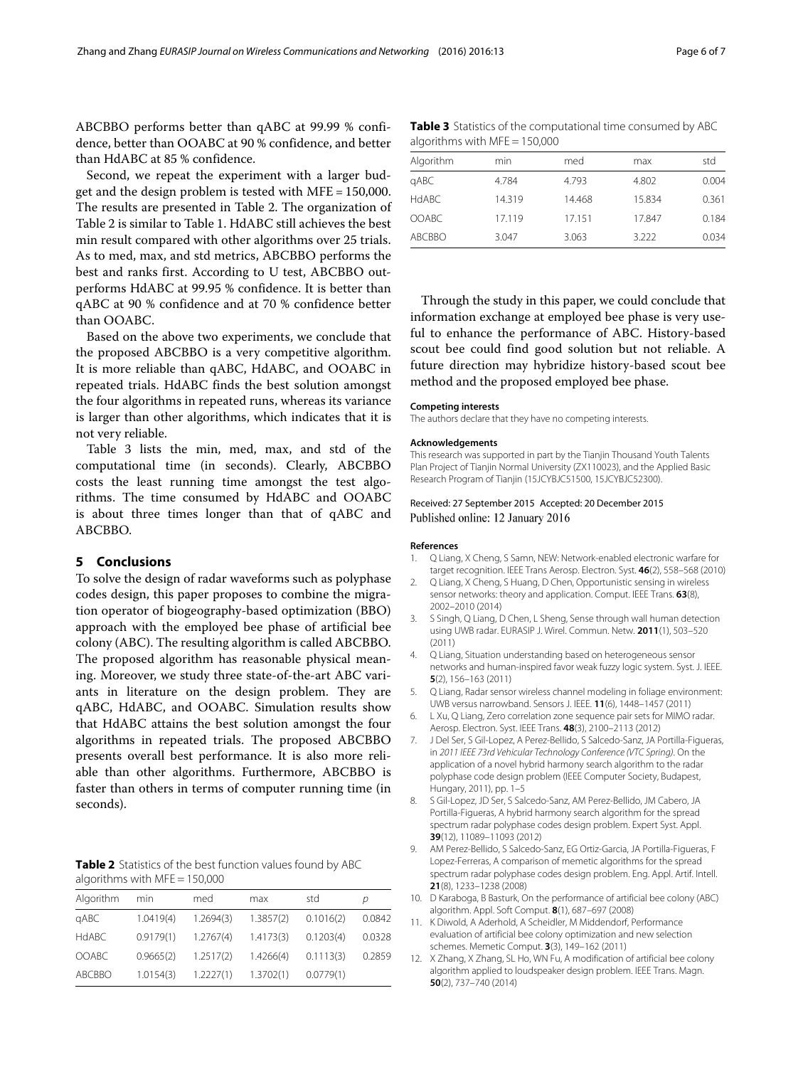ABCBBO performs better than qABC at 99.99 % confidence, better than OOABC at 90 % confidence, and better than HdABC at 85 % confidence.

Second, we repeat the experiment with a larger budget and the design problem is tested with MFE = 150,000. The results are presented in Table 2. The organization of Table 2 is similar to Table 1. HdABC still achieves the best min result compared with other algorithms over 25 trials. As to med, max, and std metrics, ABCBBO performs the best and ranks first. According to U test, ABCBBO outperforms HdABC at 99.95 % confidence. It is better than qABC at 90 % confidence and at 70 % confidence better than OOABC.

Based on the above two experiments, we conclude that the proposed ABCBBO is a very competitive algorithm. It is more reliable than qABC, HdABC, and OOABC in repeated trials. HdABC finds the best solution amongst the four algorithms in repeated runs, whereas its variance is larger than other algorithms, which indicates that it is not very reliable.

Table 3 lists the min, med, max, and std of the computational time (in seconds). Clearly, ABCBBO costs the least running time amongst the test algorithms. The time consumed by HdABC and OOABC is about three times longer than that of qABC and ABCBBO.

## 5 Conclusions

To solve the design of radar waveforms such as polyphase codes design, this paper proposes to combine the migration operator of biogeography-based optimization (BBO) approach with the employed bee phase of artificial bee colony (ABC). The resulting algorithm is called ABCBBO. The proposed algorithm has reasonable physical meaning. Moreover, we study three state-of-the-art ABC variants in literature on the design problem. They are qABC, HdABC, and OOABC. Simulation results show that HdABC attains the best solution amongst the four algorithms in repeated trials. The proposed ABCBBO presents overall best performance. It is also more reliable than other algorithms. Furthermore, ABCBBO is faster than others in terms of computer running time (in seconds).

**Table 2** Statistics of the best function values found by ABC algorithms with MFE = 150,000

| Algorithm | min | med | max | std | $p$ |
|---|---|---|---|---|---|
| qABC | 1.0419(4) | 1.2694(3) | 1.3857(2) | 0.1016(2) | 0.0842 |
| HdABC | 0.9179(1) | 1.2767(4) | 1.4173(3) | 0.1203(4) | 0.0328 |
| OOABC | 0.9665(2) | 1.2517(2) | 1.4266(4) | 0.1113(3) | 0.2859 |
| ABCBBO | 1.0154(3) | 1.2227(1) | 1.3702(1) | 0.0779(1) | |

**Table 3** Statistics of the computational time consumed by ABC algorithms with MFE = 150,000

| Algorithm | min | med | max | std |
|---|---|---|---|---|
| qABC | 4.784 | 4.793 | 4.802 | 0.004 |
| HdABC | 14.319 | 14.468 | 15.834 | 0.361 |
| OOABC | 17.119 | 17.151 | 17.847 | 0.184 |
| ABCBBO | 3.047 | 3.063 | 3.222 | 0.034 |

Through the study in this paper, we could conclude that information exchange at employed bee phase is very useful to enhance the performance of ABC. History-based scout bee could find good solution but not reliable. A future direction may hybridize history-based scout bee method and the proposed employed bee phase.

#### Competing interests

The authors declare that they have no competing interests.

#### Acknowledgements

This research was supported in part by the Tianjin Thousand Youth Talents Plan Project of Tianjin Normal University (ZX110023), and the Applied Basic Research Program of Tianjin (15JCYBJC51500, 15JCYBJC52300).

Received: 27 September 2015 Accepted: 20 December 2015
Published online: 12 January 2016

#### References

1. Q Liang, X Cheng, S Samn, NEW: Network-enabled electronic warfare for target recognition. IEEE Trans Aerosp. Electron. Syst. **46**(2), 558–568 (2010)
2. Q Liang, X Cheng, S Huang, D Chen, Opportunistic sensing in wireless sensor networks: theory and application. Comput. IEEE Trans. **63**(8), 2002–2010 (2014)
3. S Singh, Q Liang, D Chen, L Sheng, Sense through wall human detection using UWB radar. EURASIP J. Wirel. Commun. Netw. **2011**(1), 503–520 (2011)
4. Q Liang, Situation understanding based on heterogeneous sensor networks and human-inspired favor weak fuzzy logic system. Syst. J. IEEE. **5**(2), 156–163 (2011)
5. Q Liang, Radar sensor wireless channel modeling in foliage environment: UWB versus narrowband. Sensors J. IEEE. **11**(6), 1448–1457 (2011)
6. L Xu, Q Liang, Zero correlation zone sequence pair sets for MIMO radar. Aerosp. Electron. Syst. IEEE Trans. **48**(3), 2100–2113 (2012)
7. J Del Ser, S Gil-Lopez, A Perez-Bellido, S Salcedo-Sanz, JA Portilla-Figueras, in *2011 IEEE 73rd Vehicular Technology Conference (VTC Spring)*. On the application of a novel hybrid harmony search algorithm to the radar polyphase code design problem (IEEE Computer Society, Budapest, Hungary, 2011), pp. 1–5
8. S Gil-Lopez, JD Ser, S Salcedo-Sanz, AM Perez-Bellido, JM Cabero, JA Portilla-Figueras, A hybrid harmony search algorithm for the spread spectrum radar polyphase codes design problem. Expert Syst. Appl. **39**(12), 11089–11093 (2012)
9. AM Perez-Bellido, S Salcedo-Sanz, EG Ortiz-Garcia, JA Portilla-Figueras, F Lopez-Ferreras, A comparison of memetic algorithms for the spread spectrum radar polyphase codes design problem. Eng. Appl. Artif. Intell. **21**(8), 1233–1238 (2008)
10. D Karaboga, B Basturk, On the performance of artificial bee colony (ABC) algorithm. Appl. Soft Comput. **8**(1), 687–697 (2008)
11. K Diwold, A Aderhold, A Scheidler, M Middendorf, Performance evaluation of artificial bee colony optimization and new selection schemes. Memetic Comput. **3**(3), 149–162 (2011)
12. X Zhang, X Zhang, SL Ho, WN Fu, A modification of artificial bee colony algorithm applied to loudspeaker design problem. IEEE Trans. Magn. **50**(2), 737–740 (2014)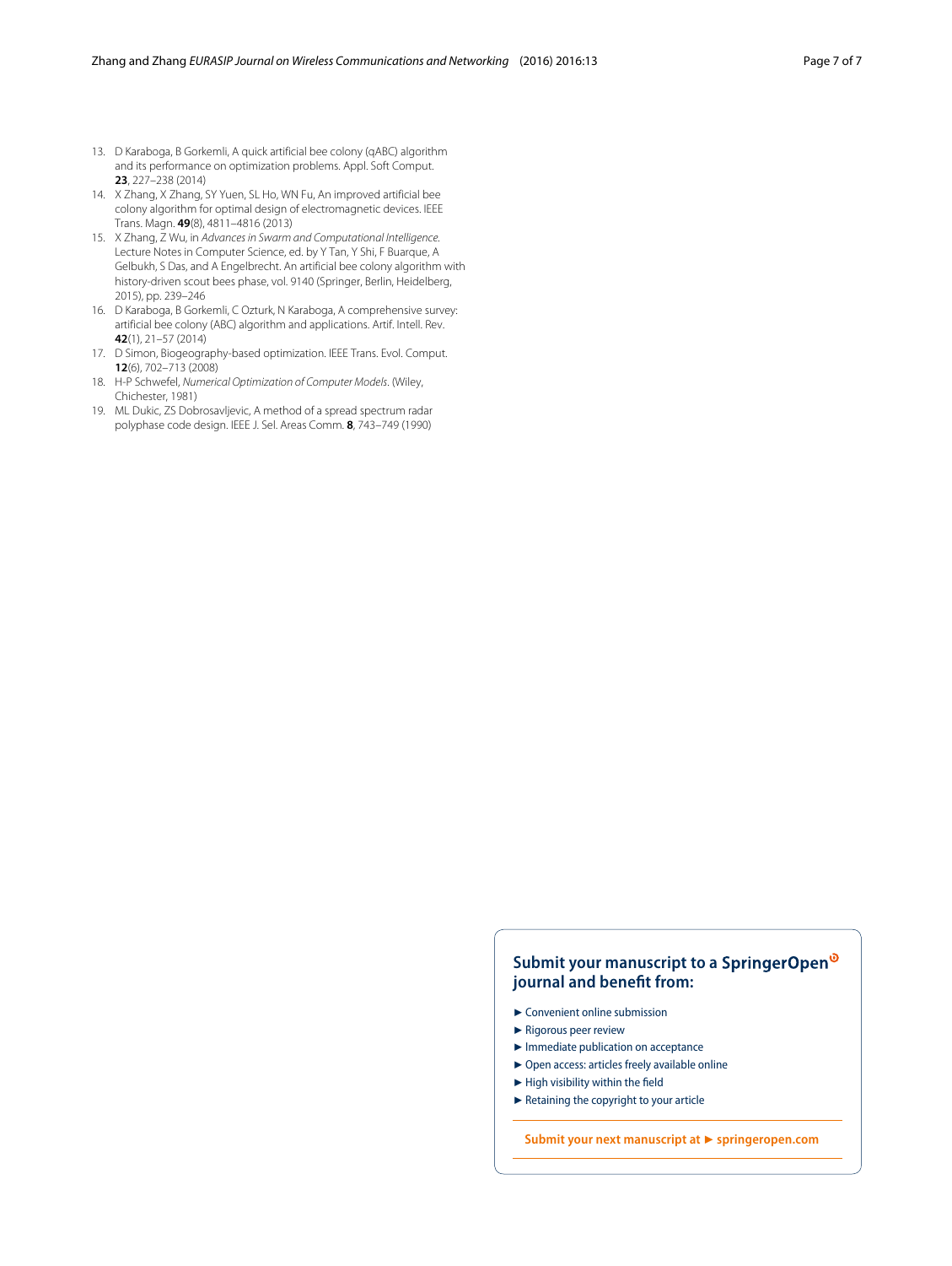13. D Karaboga, B Gorkemli, A quick artificial bee colony (qABC) algorithm and its performance on optimization problems. Appl. Soft Comput. **23**, 227–238 (2014)
14. X Zhang, X Zhang, SY Yuen, SL Ho, WN Fu, An improved artificial bee colony algorithm for optimal design of electromagnetic devices. IEEE Trans. Magn. **49**(8), 4811–4816 (2013)
15. X Zhang, Z Wu, in *Advances in Swarm and Computational Intelligence*. Lecture Notes in Computer Science, ed. by Y Tan, Y Shi, F Buarque, A Gelbukh, S Das, and A Engelbrecht. An artificial bee colony algorithm with history-driven scout bees phase, vol. 9140 (Springer, Berlin, Heidelberg, 2015), pp. 239–246
16. D Karaboga, B Gorkemli, C Ozturk, N Karaboga, A comprehensive survey: artificial bee colony (ABC) algorithm and applications. Artif. Intell. Rev. **42**(1), 21–57 (2014)
17. D Simon, Biogeography-based optimization. IEEE Trans. Evol. Comput. **12**(6), 702–713 (2008)
18. H-P Schwefel, *Numerical Optimization of Computer Models*. (Wiley, Chichester, 1981)
19. ML Dukic, ZS Dobrosavljevic, A method of a spread spectrum radar polyphase code design. IEEE J. Sel. Areas Comm. **8**, 743–749 (1990)

**Submit your manuscript to a SpringerOpen journal and benefit from:**

- ► Convenient online submission
- ► Rigorous peer review
- ► Immediate publication on acceptance
- ► Open access: articles freely available online
- ► High visibility within the field
- ► Retaining the copyright to your article

**Submit your next manuscript at ► springeropen.com**